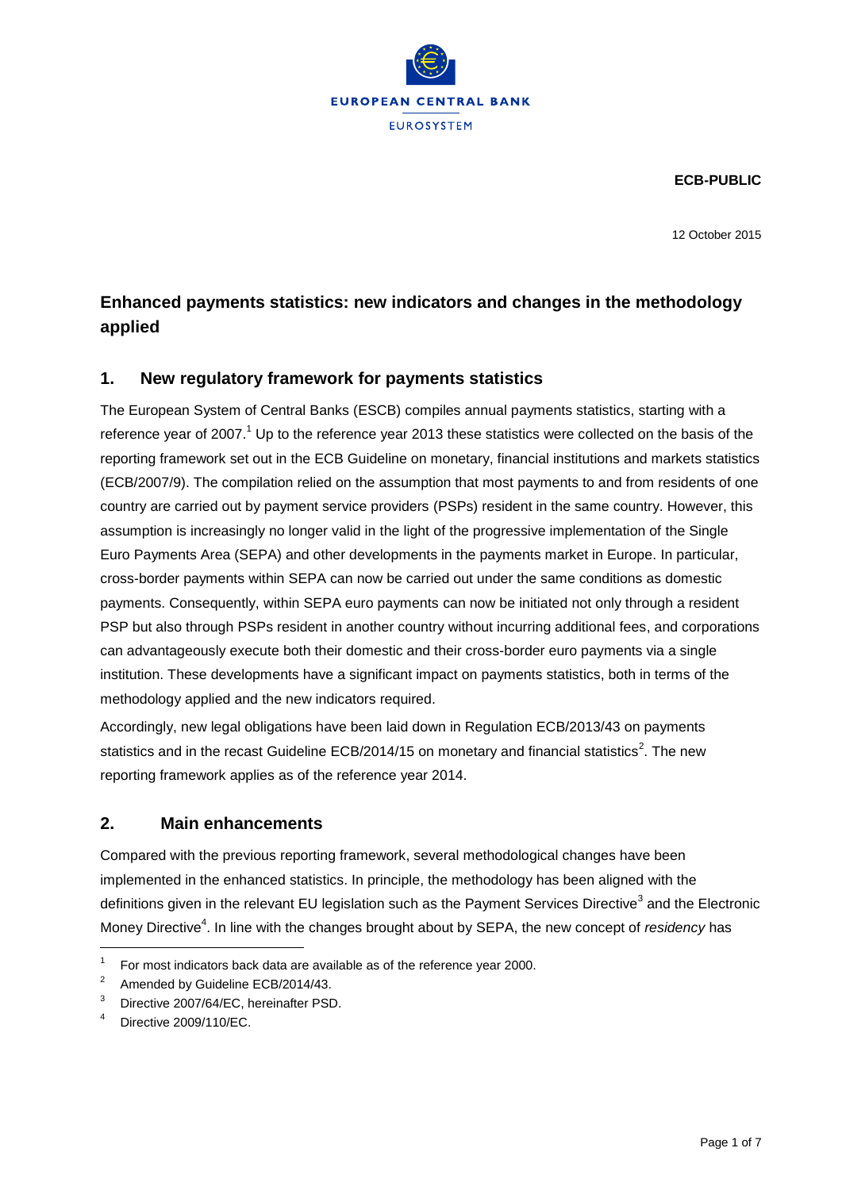EUROPEAN CENTRAL BANK

EUROSYSTEM

**ECB-PUBLIC**

12 October 2015

# Enhanced payments statistics: new indicators and changes in the methodology applied

## 1. New regulatory framework for payments statistics

The European System of Central Banks (ESCB) compiles annual payments statistics, starting with a reference year of 2007.[1] Up to the reference year 2013 these statistics were collected on the basis of the reporting framework set out in the ECB Guideline on monetary, financial institutions and markets statistics (ECB/2007/9). The compilation relied on the assumption that most payments to and from residents of one country are carried out by payment service providers (PSPs) resident in the same country. However, this assumption is increasingly no longer valid in the light of the progressive implementation of the Single Euro Payments Area (SEPA) and other developments in the payments market in Europe. In particular, cross-border payments within SEPA can now be carried out under the same conditions as domestic payments. Consequently, within SEPA euro payments can now be initiated not only through a resident PSP but also through PSPs resident in another country without incurring additional fees, and corporations can advantageously execute both their domestic and their cross-border euro payments via a single institution. These developments have a significant impact on payments statistics, both in terms of the methodology applied and the new indicators required.

Accordingly, new legal obligations have been laid down in Regulation ECB/2013/43 on payments statistics and in the recast Guideline ECB/2014/15 on monetary and financial statistics[2]. The new reporting framework applies as of the reference year 2014.

## 2. Main enhancements

Compared with the previous reporting framework, several methodological changes have been implemented in the enhanced statistics. In principle, the methodology has been aligned with the definitions given in the relevant EU legislation such as the Payment Services Directive[3] and the Electronic Money Directive[4]. In line with the changes brought about by SEPA, the new concept of *residency* has

---

[1] For most indicators back data are available as of the reference year 2000.

[2] Amended by Guideline ECB/2014/43.

[3] Directive 2007/64/EC, hereinafter PSD.

[4] Directive 2009/110/EC.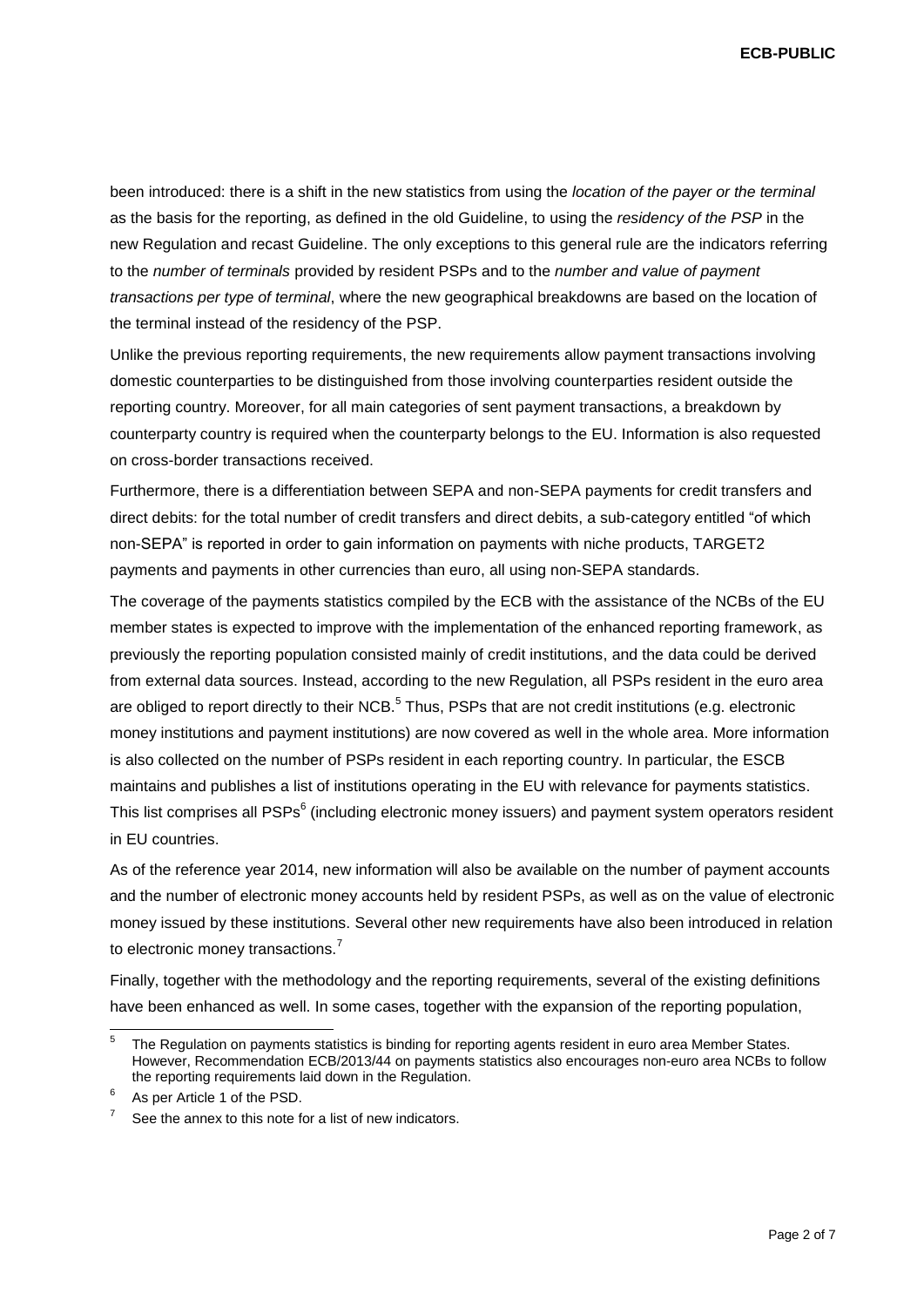been introduced: there is a shift in the new statistics from using the *location of the payer or the terminal* as the basis for the reporting, as defined in the old Guideline, to using the *residency of the PSP* in the new Regulation and recast Guideline. The only exceptions to this general rule are the indicators referring to the *number of terminals* provided by resident PSPs and to the *number and value of payment transactions per type of terminal*, where the new geographical breakdowns are based on the location of the terminal instead of the residency of the PSP.

Unlike the previous reporting requirements, the new requirements allow payment transactions involving domestic counterparties to be distinguished from those involving counterparties resident outside the reporting country. Moreover, for all main categories of sent payment transactions, a breakdown by counterparty country is required when the counterparty belongs to the EU. Information is also requested on cross-border transactions received.

Furthermore, there is a differentiation between SEPA and non-SEPA payments for credit transfers and direct debits: for the total number of credit transfers and direct debits, a sub-category entitled "of which non-SEPA" is reported in order to gain information on payments with niche products, TARGET2 payments and payments in other currencies than euro, all using non-SEPA standards.

The coverage of the payments statistics compiled by the ECB with the assistance of the NCBs of the EU member states is expected to improve with the implementation of the enhanced reporting framework, as previously the reporting population consisted mainly of credit institutions, and the data could be derived from external data sources. Instead, according to the new Regulation, all PSPs resident in the euro area are obliged to report directly to their NCB.[5] Thus, PSPs that are not credit institutions (e.g. electronic money institutions and payment institutions) are now covered as well in the whole area. More information is also collected on the number of PSPs resident in each reporting country. In particular, the ESCB maintains and publishes a list of institutions operating in the EU with relevance for payments statistics. This list comprises all PSPs[6] (including electronic money issuers) and payment system operators resident in EU countries.

As of the reference year 2014, new information will also be available on the number of payment accounts and the number of electronic money accounts held by resident PSPs, as well as on the value of electronic money issued by these institutions. Several other new requirements have also been introduced in relation to electronic money transactions.[7]

Finally, together with the methodology and the reporting requirements, several of the existing definitions have been enhanced as well. In some cases, together with the expansion of the reporting population,

---

[5] The Regulation on payments statistics is binding for reporting agents resident in euro area Member States. However, Recommendation ECB/2013/44 on payments statistics also encourages non-euro area NCBs to follow the reporting requirements laid down in the Regulation.

[6] As per Article 1 of the PSD.

[7] See the annex to this note for a list of new indicators.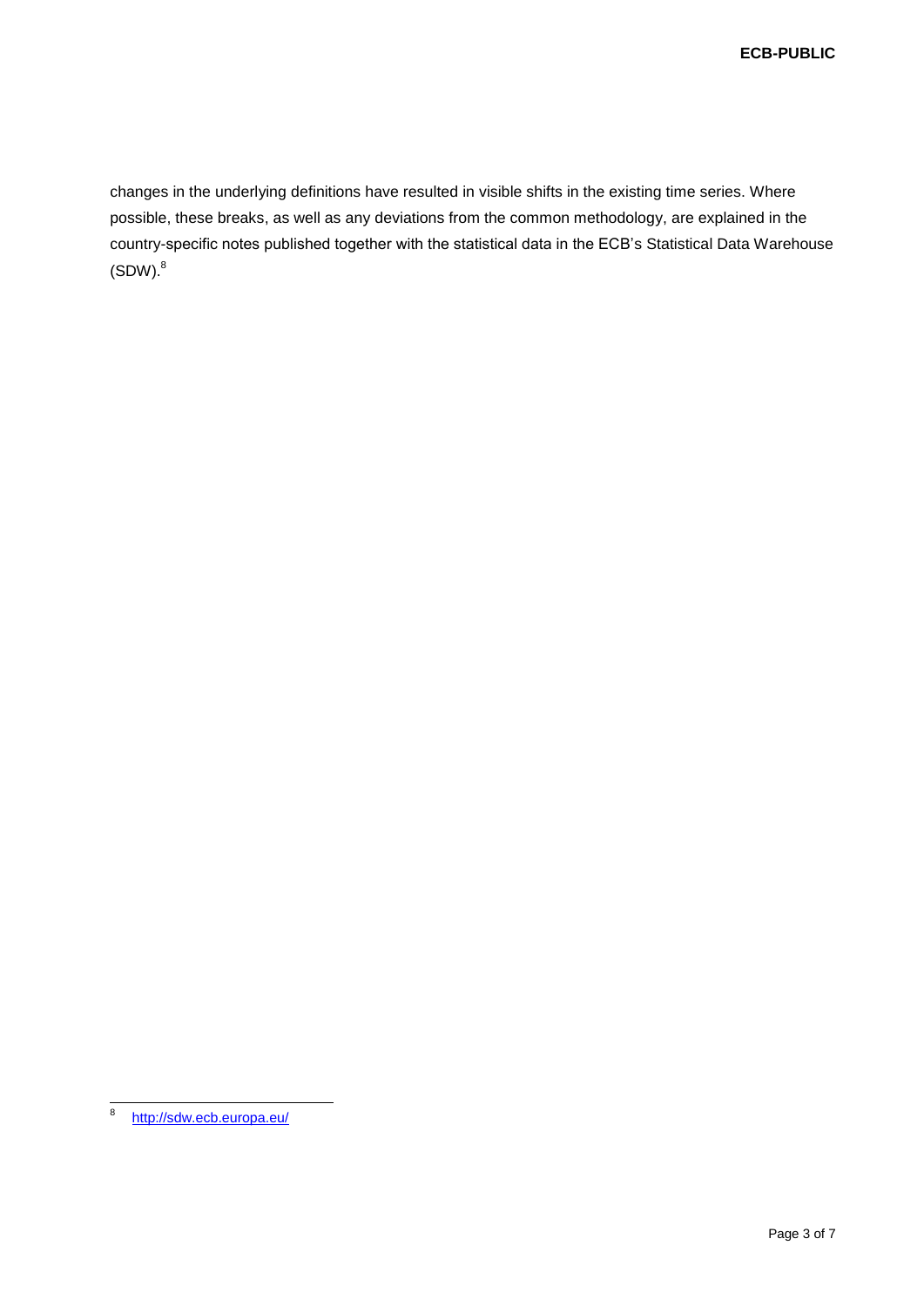changes in the underlying definitions have resulted in visible shifts in the existing time series. Where possible, these breaks, as well as any deviations from the common methodology, are explained in the country-specific notes published together with the statistical data in the ECB's Statistical Data Warehouse (SDW).[8]

[8] http://sdw.ecb.europa.eu/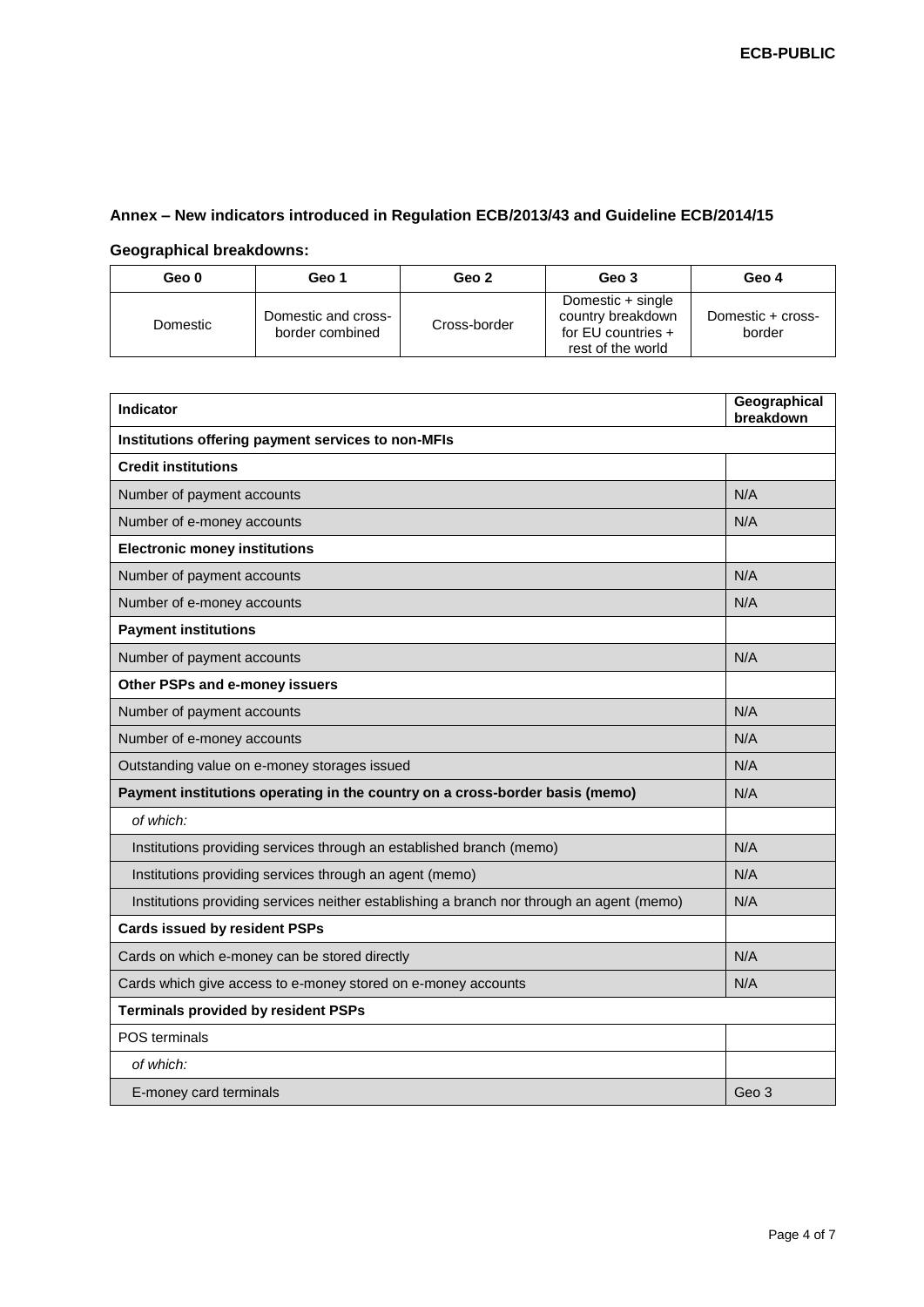## Annex – New indicators introduced in Regulation ECB/2013/43 and Guideline ECB/2014/15

### Geographical breakdowns:

| Geo 0 | Geo 1 | Geo 2 | Geo 3 | Geo 4 |
|---|---|---|---|---|
| Domestic | Domestic and cross-border combined | Cross-border | Domestic + single country breakdown for EU countries + rest of the world | Domestic + cross-border |

| Indicator | Geographical breakdown |
|---|---|
| **Institutions offering payment services to non-MFIs** | |
| **Credit institutions** | |
| Number of payment accounts | N/A |
| Number of e-money accounts | N/A |
| **Electronic money institutions** | |
| Number of payment accounts | N/A |
| Number of e-money accounts | N/A |
| **Payment institutions** | |
| Number of payment accounts | N/A |
| **Other PSPs and e-money issuers** | |
| Number of payment accounts | N/A |
| Number of e-money accounts | N/A |
| Outstanding value on e-money storages issued | N/A |
| **Payment institutions operating in the country on a cross-border basis (memo)** | N/A |
| *of which:* | |
| Institutions providing services through an established branch (memo) | N/A |
| Institutions providing services through an agent (memo) | N/A |
| Institutions providing services neither establishing a branch nor through an agent (memo) | N/A |
| **Cards issued by resident PSPs** | |
| Cards on which e-money can be stored directly | N/A |
| Cards which give access to e-money stored on e-money accounts | N/A |
| **Terminals provided by resident PSPs** | |
| POS terminals | |
| *of which:* | |
| E-money card terminals | Geo 3 |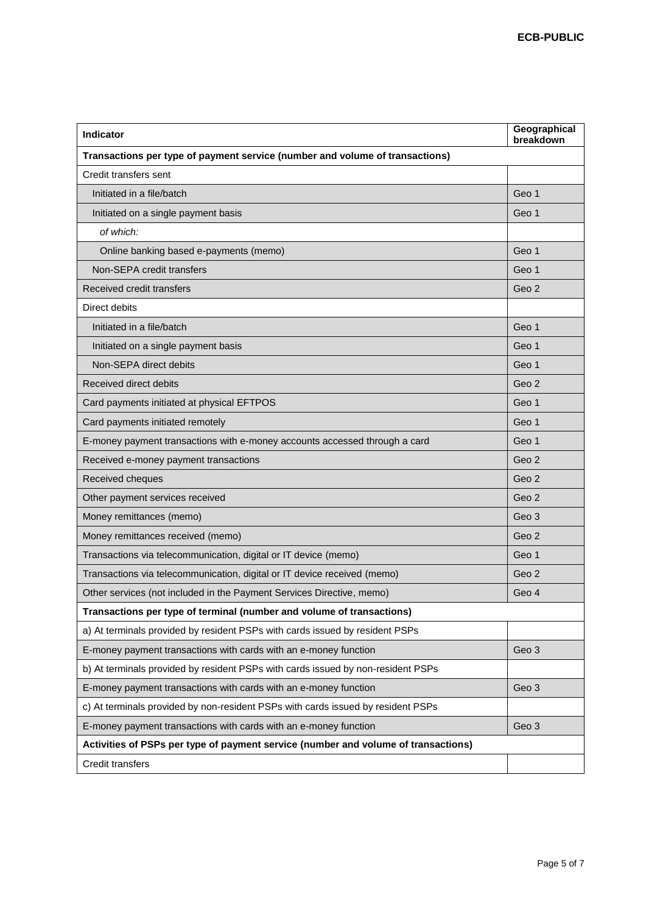| Indicator | Geographical breakdown |
|---|---|
| **Transactions per type of payment service (number and volume of transactions)** | |
| Credit transfers sent | |
| Initiated in a file/batch | Geo 1 |
| Initiated on a single payment basis | Geo 1 |
| *of which:* | |
| Online banking based e-payments (memo) | Geo 1 |
| Non-SEPA credit transfers | Geo 1 |
| Received credit transfers | Geo 2 |
| Direct debits | |
| Initiated in a file/batch | Geo 1 |
| Initiated on a single payment basis | Geo 1 |
| Non-SEPA direct debits | Geo 1 |
| Received direct debits | Geo 2 |
| Card payments initiated at physical EFTPOS | Geo 1 |
| Card payments initiated remotely | Geo 1 |
| E-money payment transactions with e-money accounts accessed through a card | Geo 1 |
| Received e-money payment transactions | Geo 2 |
| Received cheques | Geo 2 |
| Other payment services received | Geo 2 |
| Money remittances (memo) | Geo 3 |
| Money remittances received (memo) | Geo 2 |
| Transactions via telecommunication, digital or IT device (memo) | Geo 1 |
| Transactions via telecommunication, digital or IT device received (memo) | Geo 2 |
| Other services (not included in the Payment Services Directive, memo) | Geo 4 |
| **Transactions per type of terminal (number and volume of transactions)** | |
| a) At terminals provided by resident PSPs with cards issued by resident PSPs | |
| E-money payment transactions with cards with an e-money function | Geo 3 |
| b) At terminals provided by resident PSPs with cards issued by non-resident PSPs | |
| E-money payment transactions with cards with an e-money function | Geo 3 |
| c) At terminals provided by non-resident PSPs with cards issued by resident PSPs | |
| E-money payment transactions with cards with an e-money function | Geo 3 |
| **Activities of PSPs per type of payment service (number and volume of transactions)** | |
| Credit transfers | |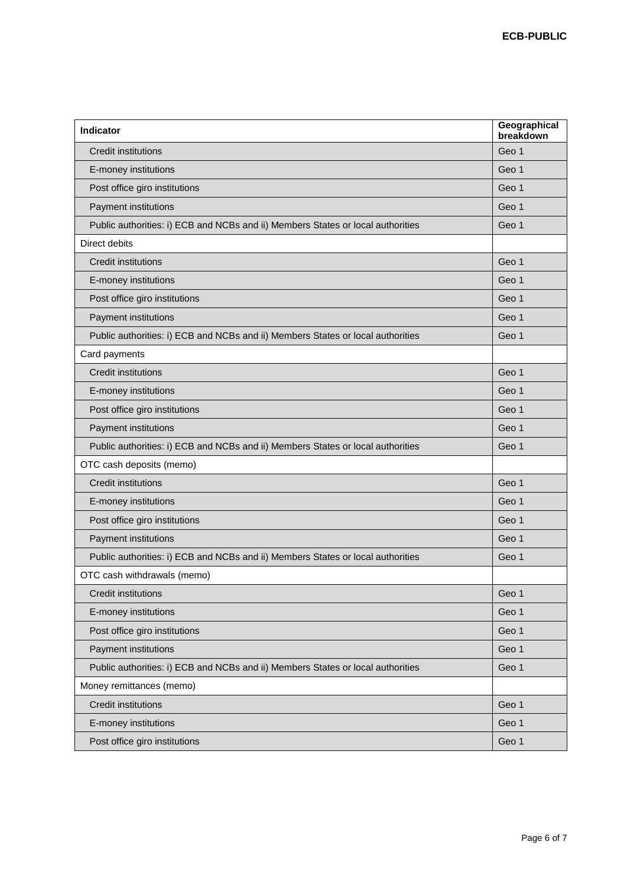| Indicator | Geographical breakdown |
|---|---|
| Credit institutions | Geo 1 |
| E-money institutions | Geo 1 |
| Post office giro institutions | Geo 1 |
| Payment institutions | Geo 1 |
| Public authorities: i) ECB and NCBs and ii) Members States or local authorities | Geo 1 |
| Direct debits | |
| Credit institutions | Geo 1 |
| E-money institutions | Geo 1 |
| Post office giro institutions | Geo 1 |
| Payment institutions | Geo 1 |
| Public authorities: i) ECB and NCBs and ii) Members States or local authorities | Geo 1 |
| Card payments | |
| Credit institutions | Geo 1 |
| E-money institutions | Geo 1 |
| Post office giro institutions | Geo 1 |
| Payment institutions | Geo 1 |
| Public authorities: i) ECB and NCBs and ii) Members States or local authorities | Geo 1 |
| OTC cash deposits (memo) | |
| Credit institutions | Geo 1 |
| E-money institutions | Geo 1 |
| Post office giro institutions | Geo 1 |
| Payment institutions | Geo 1 |
| Public authorities: i) ECB and NCBs and ii) Members States or local authorities | Geo 1 |
| OTC cash withdrawals (memo) | |
| Credit institutions | Geo 1 |
| E-money institutions | Geo 1 |
| Post office giro institutions | Geo 1 |
| Payment institutions | Geo 1 |
| Public authorities: i) ECB and NCBs and ii) Members States or local authorities | Geo 1 |
| Money remittances (memo) | |
| Credit institutions | Geo 1 |
| E-money institutions | Geo 1 |
| Post office giro institutions | Geo 1 |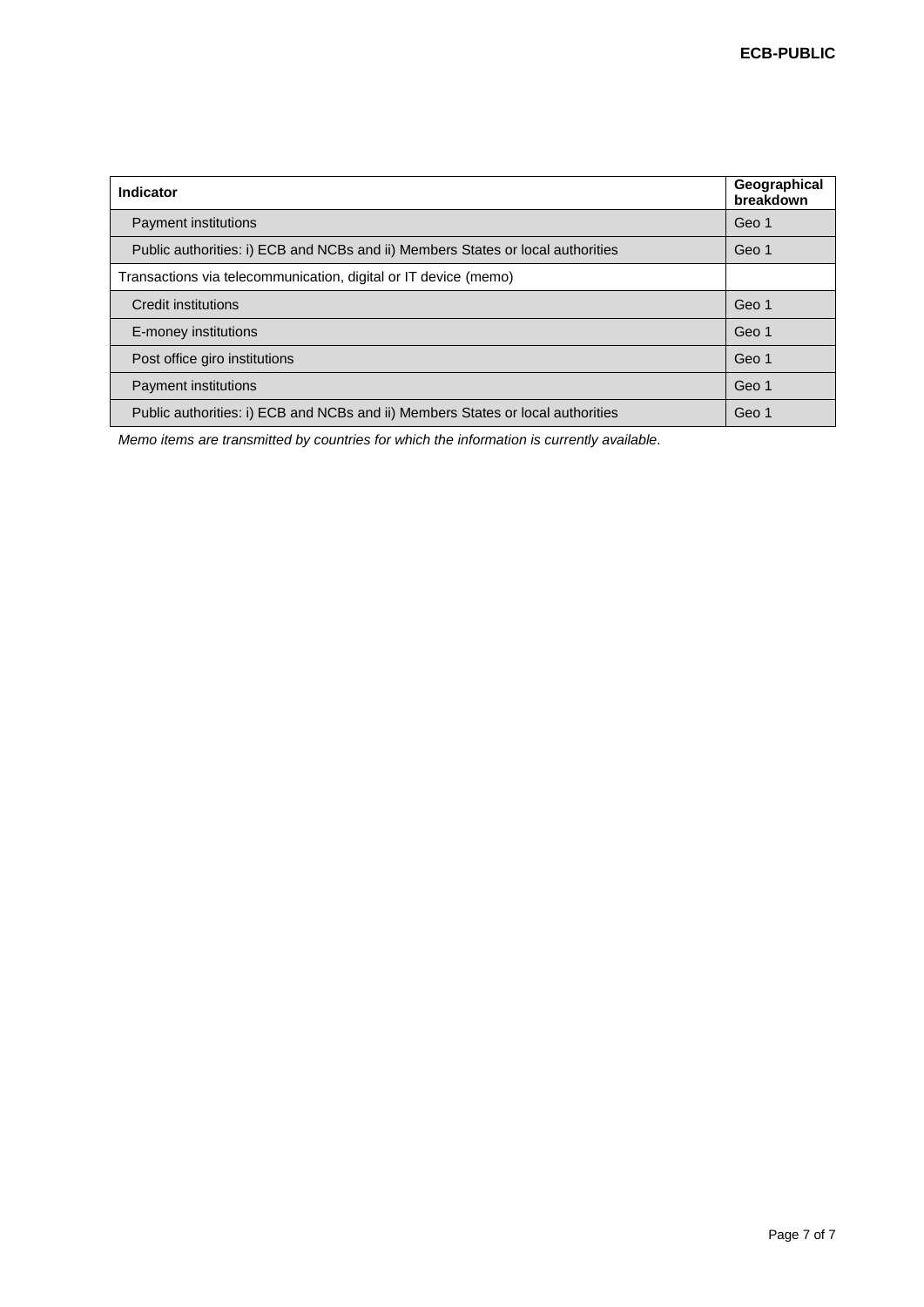| Indicator | Geographical breakdown |
|---|---|
| Payment institutions | Geo 1 |
| Public authorities: i) ECB and NCBs and ii) Members States or local authorities | Geo 1 |
| Transactions via telecommunication, digital or IT device (memo) | |
| Credit institutions | Geo 1 |
| E-money institutions | Geo 1 |
| Post office giro institutions | Geo 1 |
| Payment institutions | Geo 1 |
| Public authorities: i) ECB and NCBs and ii) Members States or local authorities | Geo 1 |

*Memo items are transmitted by countries for which the information is currently available.*